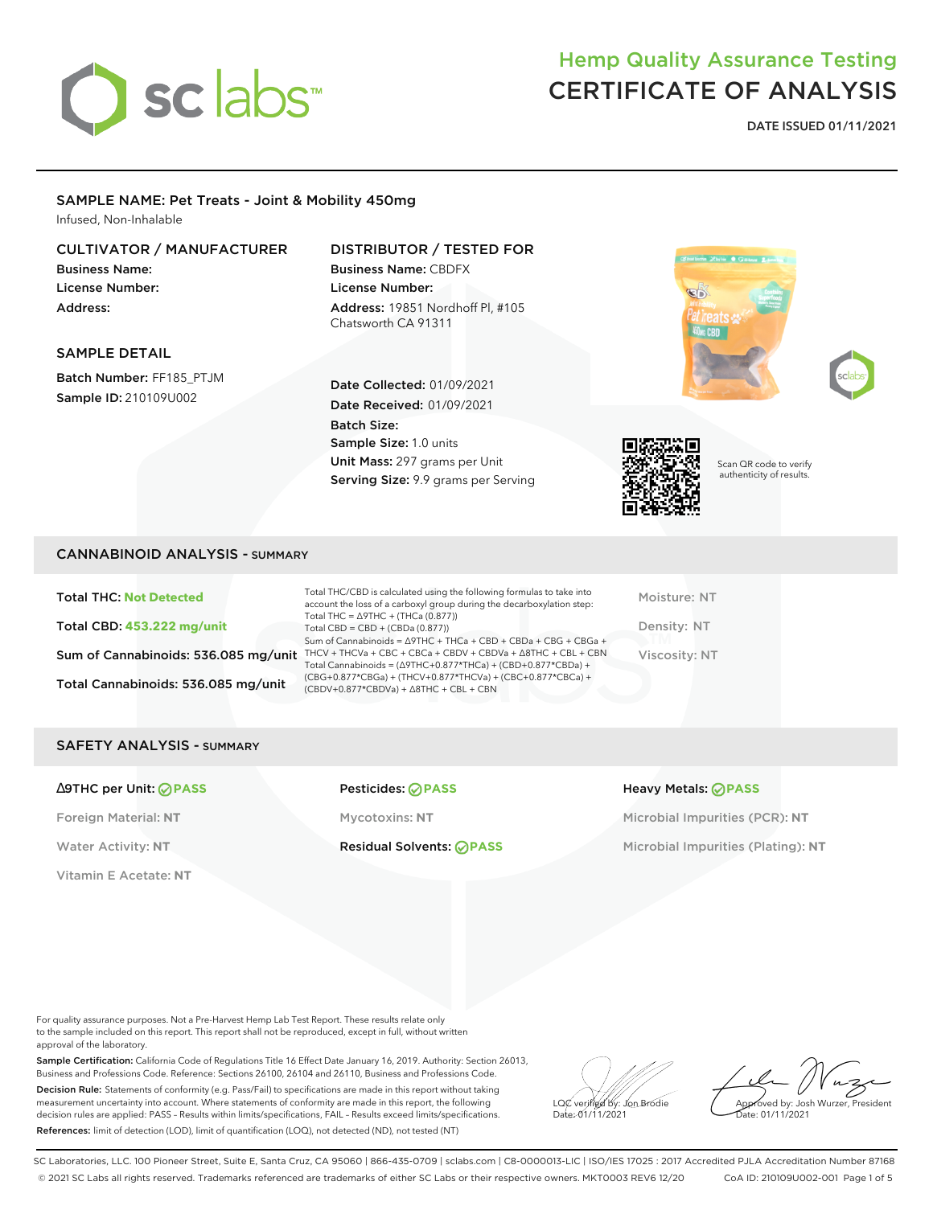# Hemp Quality Assurance Testing
# CERTIFICATE OF ANALYSIS

**DATE ISSUED 01/11/2021**

## SAMPLE NAME: Pet Treats - Joint & Mobility 450mg

Infused, Non-Inhalable

### CULTIVATOR / MANUFACTURER

**Business Name:**
**License Number:**
**Address:**

### DISTRIBUTOR / TESTED FOR

**Business Name:** CBDFX
**License Number:**
**Address:** 19851 Nordhoff Pl, #105 Chatsworth CA 91311

### SAMPLE DETAIL

**Batch Number:** FF185_PTJM
**Sample ID:** 210109U002

**Date Collected:** 01/09/2021
**Date Received:** 01/09/2021
**Batch Size:**
**Sample Size:** 1.0 units
**Unit Mass:** 297 grams per Unit
**Serving Size:** 9.9 grams per Serving

Scan QR code to verify authenticity of results.

## CANNABINOID ANALYSIS - SUMMARY

**Total THC:** Not Detected

**Total CBD:** 453.222 mg/unit

**Sum of Cannabinoids:** 536.085 mg/unit

**Total Cannabinoids:** 536.085 mg/unit

Total THC/CBD is calculated using the following formulas to take into account the loss of a carboxyl group during the decarboxylation step:
Total THC = Δ9THC + (THCa (0.877))
Total CBD = CBD + (CBDa (0.877))
Sum of Cannabinoids = Δ9THC + THCa + CBD + CBDa + CBG + CBGa + THCV + THCVa + CBC + CBCa + CBDV + CBDVa + Δ8THC + CBL + CBN
Total Cannabinoids = (Δ9THC+0.877*THCa) + (CBD+0.877*CBDa) + (CBG+0.877*CBGa) + (THCV+0.877*THCVa) + (CBC+0.877*CBCa) + (CBDV+0.877*CBDVa) + Δ8THC + CBL + CBN

Moisture: NT

Density: NT

Viscosity: NT

## SAFETY ANALYSIS - SUMMARY

**Δ9THC per Unit:** PASS

Foreign Material: NT

Water Activity: NT

Vitamin E Acetate: NT

**Pesticides:** PASS

Mycotoxins: NT

**Residual Solvents:** PASS

**Heavy Metals:** PASS

Microbial Impurities (PCR): NT

Microbial Impurities (Plating): NT

For quality assurance purposes. Not a Pre-Harvest Hemp Lab Test Report. These results relate only to the sample included on this report. This report shall not be reproduced, except in full, without written approval of the laboratory.

**Sample Certification:** California Code of Regulations Title 16 Effect Date January 16, 2019. Authority: Section 26013, Business and Professions Code. Reference: Sections 26100, 26104 and 26110, Business and Professions Code.

**Decision Rule:** Statements of conformity (e.g. Pass/Fail) to specifications are made in this report without taking measurement uncertainty into account. Where statements of conformity are made in this report, the following decision rules are applied: PASS - Results within limits/specifications, FAIL - Results exceed limits/specifications.

**References:** limit of detection (LOD), limit of quantification (LOQ), not detected (ND), not tested (NT)

LQC verified by: Jon Brodie
Date: 01/11/2021

Approved by: Josh Wurzer, President
Date: 01/11/2021

SC Laboratories, LLC. 100 Pioneer Street, Suite E, Santa Cruz, CA 95060 | 866-435-0709 | sclabs.com | C8-0000013-LIC | ISO/IES 17025 : 2017 Accredited PJLA Accreditation Number 87168
© 2021 SC Labs all rights reserved. Trademarks referenced are trademarks of either SC Labs or their respective owners. MKT0003 REV6 12/20 CoA ID: 210109U002-001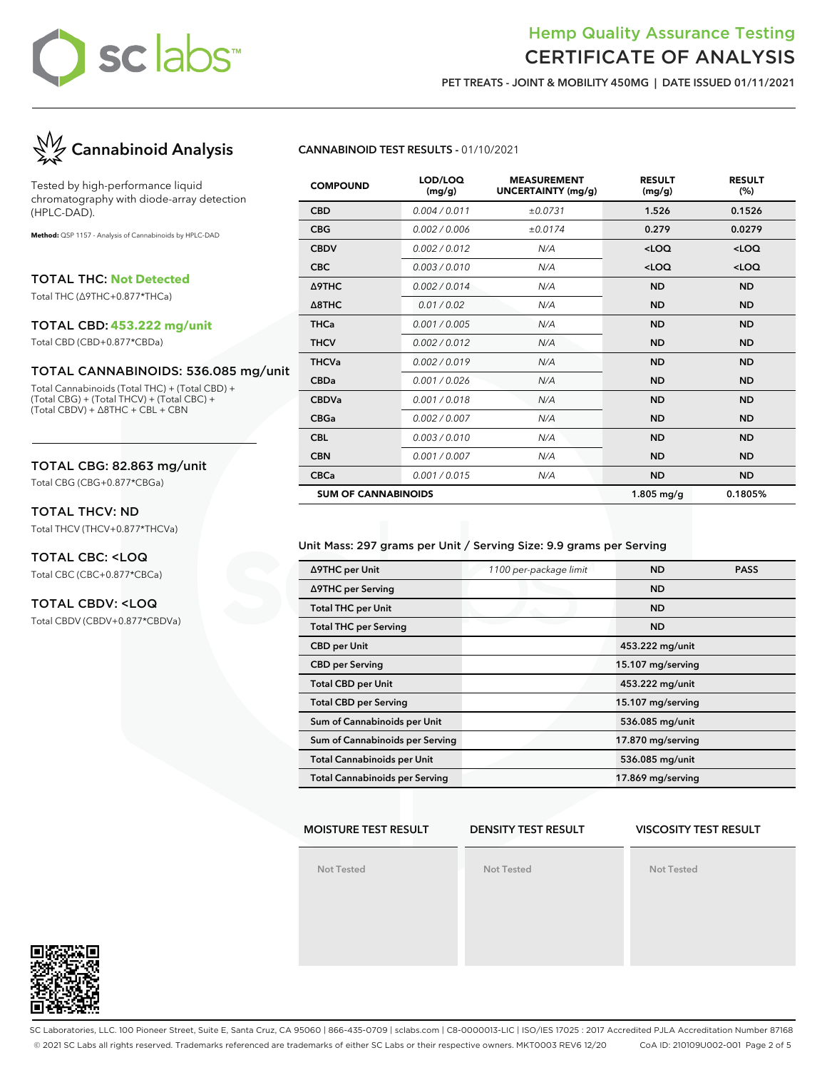# Hemp Quality Assurance Testing
# CERTIFICATE OF ANALYSIS

**PET TREATS - JOINT & MOBILITY 450MG | DATE ISSUED 01/11/2021**

## Cannabinoid Analysis

Tested by high-performance liquid chromatography with diode-array detection (HPLC-DAD).

**Method:** QSP 1157 - Analysis of Cannabinoids by HPLC-DAD

### TOTAL THC: Not Detected

Total THC (Δ9THC+0.877*THCa)

### TOTAL CBD: 453.222 mg/unit

Total CBD (CBD+0.877*CBDa)

### TOTAL CANNABINOIDS: 536.085 mg/unit

Total Cannabinoids (Total THC) + (Total CBD) + (Total CBG) + (Total THCV) + (Total CBC) + (Total CBDV) + Δ8THC + CBL + CBN

### TOTAL CBG: 82.863 mg/unit

Total CBG (CBG+0.877*CBGa)

### TOTAL THCV: ND

Total THCV (THCV+0.877*THCVa)

### TOTAL CBC: <LOQ

Total CBC (CBC+0.877*CBCa)

### TOTAL CBDV: <LOQ

Total CBDV (CBDV+0.877*CBDVa)

**CANNABINOID TEST RESULTS** - 01/10/2021

| COMPOUND | LOD/LOQ (mg/g) | MEASUREMENT UNCERTAINTY (mg/g) | RESULT (mg/g) | RESULT (%) |
|---|---|---|---|---|
| CBD | 0.004 / 0.011 | ±0.0731 | 1.526 | 0.1526 |
| CBG | 0.002 / 0.006 | ±0.0174 | 0.279 | 0.0279 |
| CBDV | 0.002 / 0.012 | N/A | <LOQ | <LOQ |
| CBC | 0.003 / 0.010 | N/A | <LOQ | <LOQ |
| Δ9THC | 0.002 / 0.014 | N/A | ND | ND |
| Δ8THC | 0.01 / 0.02 | N/A | ND | ND |
| THCa | 0.001 / 0.005 | N/A | ND | ND |
| THCV | 0.002 / 0.012 | N/A | ND | ND |
| THCVa | 0.002 / 0.019 | N/A | ND | ND |
| CBDa | 0.001 / 0.026 | N/A | ND | ND |
| CBDVa | 0.001 / 0.018 | N/A | ND | ND |
| CBGa | 0.002 / 0.007 | N/A | ND | ND |
| CBL | 0.003 / 0.010 | N/A | ND | ND |
| CBN | 0.001 / 0.007 | N/A | ND | ND |
| CBCa | 0.001 / 0.015 | N/A | ND | ND |
| **SUM OF CANNABINOIDS** | | | **1.805 mg/g** | **0.1805%** |

Unit Mass: 297 grams per Unit / Serving Size: 9.9 grams per Serving

| | | | |
|---|---|---|---|
| Δ9THC per Unit | 1100 per-package limit | ND | PASS |
| Δ9THC per Serving | | ND | |
| Total THC per Unit | | ND | |
| Total THC per Serving | | ND | |
| CBD per Unit | | 453.222 mg/unit | |
| CBD per Serving | | 15.107 mg/serving | |
| Total CBD per Unit | | 453.222 mg/unit | |
| Total CBD per Serving | | 15.107 mg/serving | |
| Sum of Cannabinoids per Unit | | 536.085 mg/unit | |
| Sum of Cannabinoids per Serving | | 17.870 mg/serving | |
| Total Cannabinoids per Unit | | 536.085 mg/unit | |
| Total Cannabinoids per Serving | | 17.869 mg/serving | |

| MOISTURE TEST RESULT | DENSITY TEST RESULT | VISCOSITY TEST RESULT |
|---|---|---|
| Not Tested | Not Tested | Not Tested |

SC Laboratories, LLC. 100 Pioneer Street, Suite E, Santa Cruz, CA 95060 | 866-435-0709 | sclabs.com | C8-0000013-LIC | ISO/IES 17025 : 2017 Accredited PJLA Accreditation Number 87168

© 2021 SC Labs all rights reserved. Trademarks referenced are trademarks of either SC Labs or their respective owners. MKT0003 REV6 12/20 CoA ID: 210109U002-001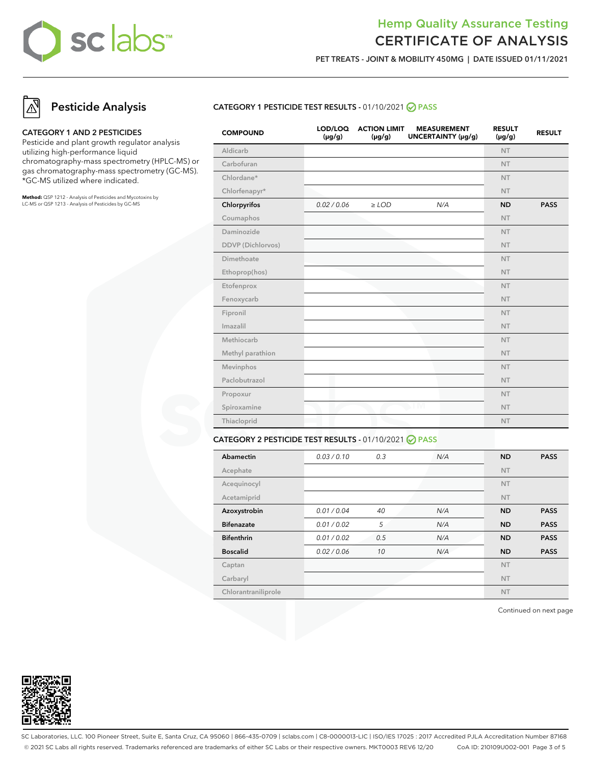## Pesticide Analysis

**CATEGORY 1 AND 2 PESTICIDES**

Pesticide and plant growth regulator analysis utilizing high-performance liquid chromatography-mass spectrometry (HPLC-MS) or gas chromatography-mass spectrometry (GC-MS). *GC-MS utilized where indicated.

**Method:** QSP 1212 - Analysis of Pesticides and Mycotoxins by LC-MS or QSP 1213 - Analysis of Pesticides by GC-MS

### CATEGORY 1 PESTICIDE TEST RESULTS - 01/10/2021 PASS

| COMPOUND | LOD/LOQ (µg/g) | ACTION LIMIT (µg/g) | MEASUREMENT UNCERTAINTY (µg/g) | RESULT (µg/g) | RESULT |
|---|---|---|---|---|---|
| Aldicarb | | | | NT | |
| Carbofuran | | | | NT | |
| Chlordane* | | | | NT | |
| Chlorfenapyr* | | | | NT | |
| **Chlorpyrifos** | *0.02 / 0.06* | *≥ LOD* | *N/A* | **ND** | **PASS** |
| Coumaphos | | | | NT | |
| Daminozide | | | | NT | |
| DDVP (Dichlorvos) | | | | NT | |
| Dimethoate | | | | NT | |
| Ethoprop(hos) | | | | NT | |
| Etofenprox | | | | NT | |
| Fenoxycarb | | | | NT | |
| Fipronil | | | | NT | |
| Imazalil | | | | NT | |
| Methiocarb | | | | NT | |
| Methyl parathion | | | | NT | |
| Mevinphos | | | | NT | |
| Paclobutrazol | | | | NT | |
| Propoxur | | | | NT | |
| Spiroxamine | | | | NT | |
| Thiacloprid | | | | NT | |

### CATEGORY 2 PESTICIDE TEST RESULTS - 01/10/2021 PASS

| COMPOUND | LOD/LOQ (µg/g) | ACTION LIMIT (µg/g) | MEASUREMENT UNCERTAINTY (µg/g) | RESULT (µg/g) | RESULT |
|---|---|---|---|---|---|
| **Abamectin** | *0.03 / 0.10* | *0.3* | *N/A* | **ND** | **PASS** |
| Acephate | | | | NT | |
| Acequinocyl | | | | NT | |
| Acetamiprid | | | | NT | |
| **Azoxystrobin** | *0.01 / 0.04* | *40* | *N/A* | **ND** | **PASS** |
| **Bifenazate** | *0.01 / 0.02* | *5* | *N/A* | **ND** | **PASS** |
| **Bifenthrin** | *0.01 / 0.02* | *0.5* | *N/A* | **ND** | **PASS** |
| **Boscalid** | *0.02 / 0.06* | *10* | *N/A* | **ND** | **PASS** |
| Captan | | | | NT | |
| Carbaryl | | | | NT | |
| Chlorantraniliprole | | | | NT | |

Continued on next page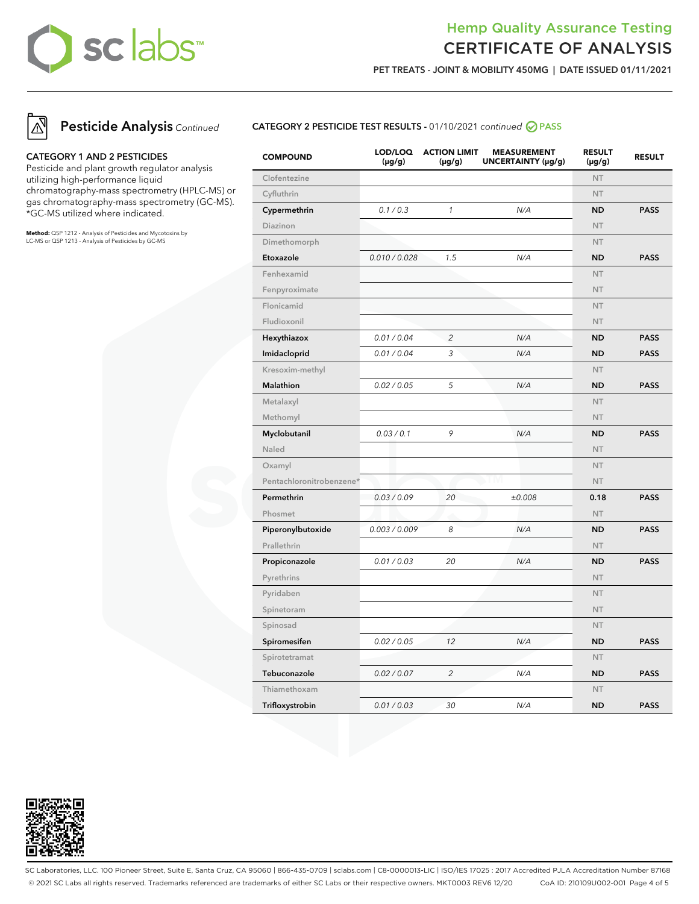# Hemp Quality Assurance Testing
# CERTIFICATE OF ANALYSIS

**PET TREATS - JOINT & MOBILITY 450MG | DATE ISSUED 01/11/2021**

## Pesticide Analysis *Continued*

**CATEGORY 1 AND 2 PESTICIDES**

Pesticide and plant growth regulator analysis utilizing high-performance liquid chromatography-mass spectrometry (HPLC-MS) or gas chromatography-mass spectrometry (GC-MS). *GC-MS utilized where indicated.

**Method:** QSP 1212 - Analysis of Pesticides and Mycotoxins by LC-MS or QSP 1213 - Analysis of Pesticides by GC-MS

**CATEGORY 2 PESTICIDE TEST RESULTS** - 01/10/2021 *continued* PASS

| COMPOUND | LOD/LOQ (μg/g) | ACTION LIMIT (μg/g) | MEASUREMENT UNCERTAINTY (μg/g) | RESULT (μg/g) | RESULT |
|---|---|---|---|---|---|
| Clofentezine | | | | NT | |
| Cyfluthrin | | | | NT | |
| **Cypermethrin** | *0.1 / 0.3* | *1* | *N/A* | **ND** | **PASS** |
| Diazinon | | | | NT | |
| Dimethomorph | | | | NT | |
| **Etoxazole** | *0.010 / 0.028* | *1.5* | *N/A* | **ND** | **PASS** |
| Fenhexamid | | | | NT | |
| Fenpyroximate | | | | NT | |
| Flonicamid | | | | NT | |
| Fludioxonil | | | | NT | |
| **Hexythiazox** | *0.01 / 0.04* | *2* | *N/A* | **ND** | **PASS** |
| **Imidacloprid** | *0.01 / 0.04* | *3* | *N/A* | **ND** | **PASS** |
| Kresoxim-methyl | | | | NT | |
| **Malathion** | *0.02 / 0.05* | *5* | *N/A* | **ND** | **PASS** |
| Metalaxyl | | | | NT | |
| Methomyl | | | | NT | |
| **Myclobutanil** | *0.03 / 0.1* | *9* | *N/A* | **ND** | **PASS** |
| Naled | | | | NT | |
| Oxamyl | | | | NT | |
| Pentachloronitrobenzene* | | | | NT | |
| **Permethrin** | *0.03 / 0.09* | *20* | *±0.008* | **0.18** | **PASS** |
| Phosmet | | | | NT | |
| **Piperonylbutoxide** | *0.003 / 0.009* | *8* | *N/A* | **ND** | **PASS** |
| Prallethrin | | | | NT | |
| **Propiconazole** | *0.01 / 0.03* | *20* | *N/A* | **ND** | **PASS** |
| Pyrethrins | | | | NT | |
| Pyridaben | | | | NT | |
| Spinetoram | | | | NT | |
| Spinosad | | | | NT | |
| **Spiromesifen** | *0.02 / 0.05* | *12* | *N/A* | **ND** | **PASS** |
| Spirotetramat | | | | NT | |
| **Tebuconazole** | *0.02 / 0.07* | *2* | *N/A* | **ND** | **PASS** |
| Thiamethoxam | | | | NT | |
| **Trifloxystrobin** | *0.01 / 0.03* | *30* | *N/A* | **ND** | **PASS** |

SC Laboratories, LLC. 100 Pioneer Street, Suite E, Santa Cruz, CA 95060 | 866-435-0709 | sclabs.com | C8-0000013-LIC | ISO/IES 17025 : 2017 Accredited PJLA Accreditation Number 87168
© 2021 SC Labs all rights reserved. Trademarks referenced are trademarks of either SC Labs or their respective owners. MKT0003 REV6 12/20 CoA ID: 210109U002-001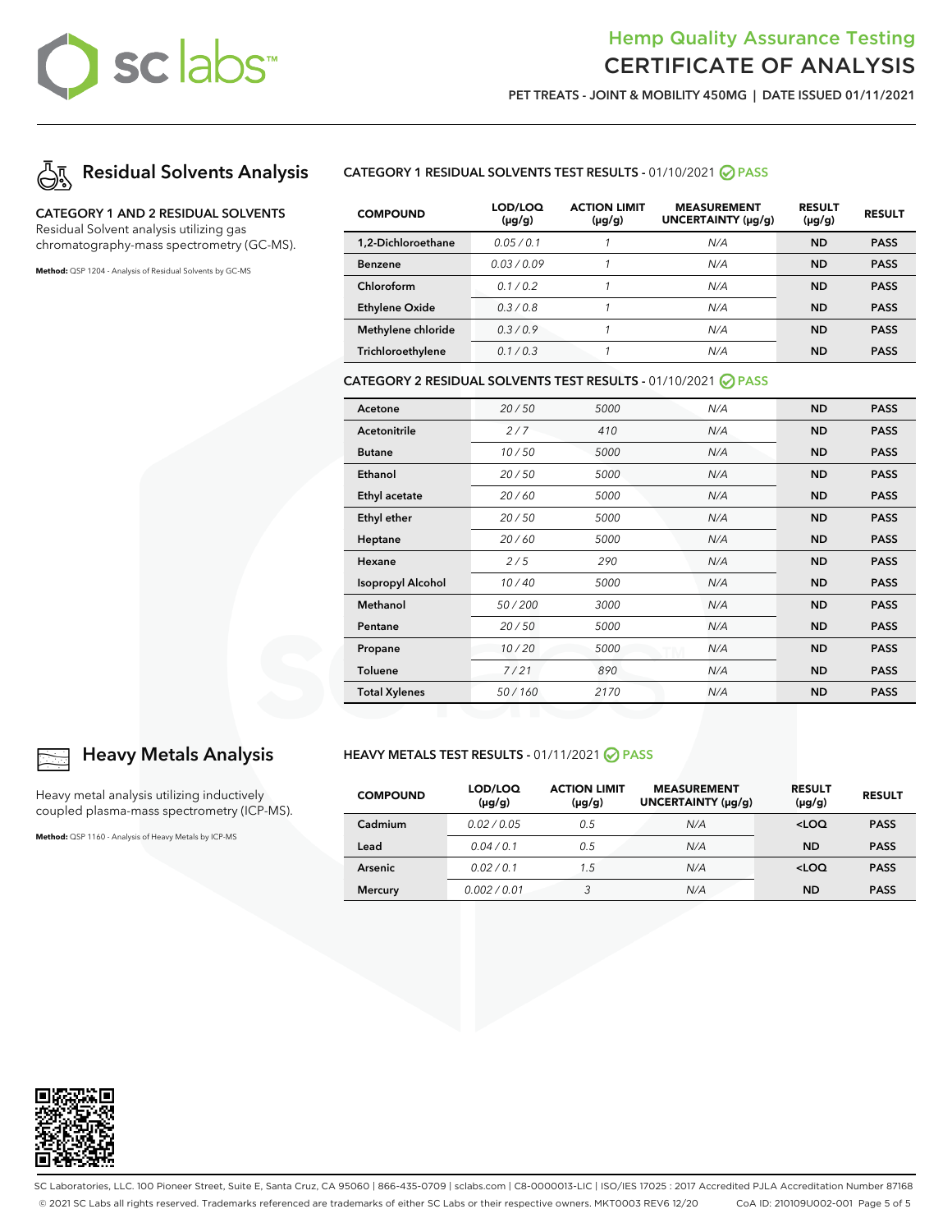Hemp Quality Assurance Testing
# CERTIFICATE OF ANALYSIS

PET TREATS - JOINT & MOBILITY 450MG | DATE ISSUED 01/11/2021

## Residual Solvents Analysis

**CATEGORY 1 AND 2 RESIDUAL SOLVENTS**
Residual Solvent analysis utilizing gas chromatography-mass spectrometry (GC-MS).

**Method:** QSP 1204 - Analysis of Residual Solvents by GC-MS

### CATEGORY 1 RESIDUAL SOLVENTS TEST RESULTS - 01/10/2021 PASS

| COMPOUND | LOD/LOQ (µg/g) | ACTION LIMIT (µg/g) | MEASUREMENT UNCERTAINTY (µg/g) | RESULT (µg/g) | RESULT |
|---|---|---|---|---|---|
| 1,2-Dichloroethane | 0.05 / 0.1 | 1 | N/A | ND | PASS |
| Benzene | 0.03 / 0.09 | 1 | N/A | ND | PASS |
| Chloroform | 0.1 / 0.2 | 1 | N/A | ND | PASS |
| Ethylene Oxide | 0.3 / 0.8 | 1 | N/A | ND | PASS |
| Methylene chloride | 0.3 / 0.9 | 1 | N/A | ND | PASS |
| Trichloroethylene | 0.1 / 0.3 | 1 | N/A | ND | PASS |

### CATEGORY 2 RESIDUAL SOLVENTS TEST RESULTS - 01/10/2021 PASS

| COMPOUND | LOD/LOQ (µg/g) | ACTION LIMIT (µg/g) | MEASUREMENT UNCERTAINTY (µg/g) | RESULT (µg/g) | RESULT |
|---|---|---|---|---|---|
| Acetone | 20 / 50 | 5000 | N/A | ND | PASS |
| Acetonitrile | 2 / 7 | 410 | N/A | ND | PASS |
| Butane | 10 / 50 | 5000 | N/A | ND | PASS |
| Ethanol | 20 / 50 | 5000 | N/A | ND | PASS |
| Ethyl acetate | 20 / 60 | 5000 | N/A | ND | PASS |
| Ethyl ether | 20 / 50 | 5000 | N/A | ND | PASS |
| Heptane | 20 / 60 | 5000 | N/A | ND | PASS |
| Hexane | 2 / 5 | 290 | N/A | ND | PASS |
| Isopropyl Alcohol | 10 / 40 | 5000 | N/A | ND | PASS |
| Methanol | 50 / 200 | 3000 | N/A | ND | PASS |
| Pentane | 20 / 50 | 5000 | N/A | ND | PASS |
| Propane | 10 / 20 | 5000 | N/A | ND | PASS |
| Toluene | 7 / 21 | 890 | N/A | ND | PASS |
| Total Xylenes | 50 / 160 | 2170 | N/A | ND | PASS |

## Heavy Metals Analysis

Heavy metal analysis utilizing inductively coupled plasma-mass spectrometry (ICP-MS).

**Method:** QSP 1160 - Analysis of Heavy Metals by ICP-MS

### HEAVY METALS TEST RESULTS - 01/11/2021 PASS

| COMPOUND | LOD/LOQ (µg/g) | ACTION LIMIT (µg/g) | MEASUREMENT UNCERTAINTY (µg/g) | RESULT (µg/g) | RESULT |
|---|---|---|---|---|---|
| Cadmium | 0.02 / 0.05 | 0.5 | N/A | <LOQ | PASS |
| Lead | 0.04 / 0.1 | 0.5 | N/A | ND | PASS |
| Arsenic | 0.02 / 0.1 | 1.5 | N/A | <LOQ | PASS |
| Mercury | 0.002 / 0.01 | 3 | N/A | ND | PASS |

SC Laboratories, LLC. 100 Pioneer Street, Suite E, Santa Cruz, CA 95060 | 866-435-0709 | sclabs.com | C8-0000013-LIC | ISO/IES 17025 : 2017 Accredited PJLA Accreditation Number 87168
© 2021 SC Labs all rights reserved. Trademarks referenced are trademarks of either SC Labs or their respective owners. MKT0003 REV6 12/20 CoA ID: 210109U002-001